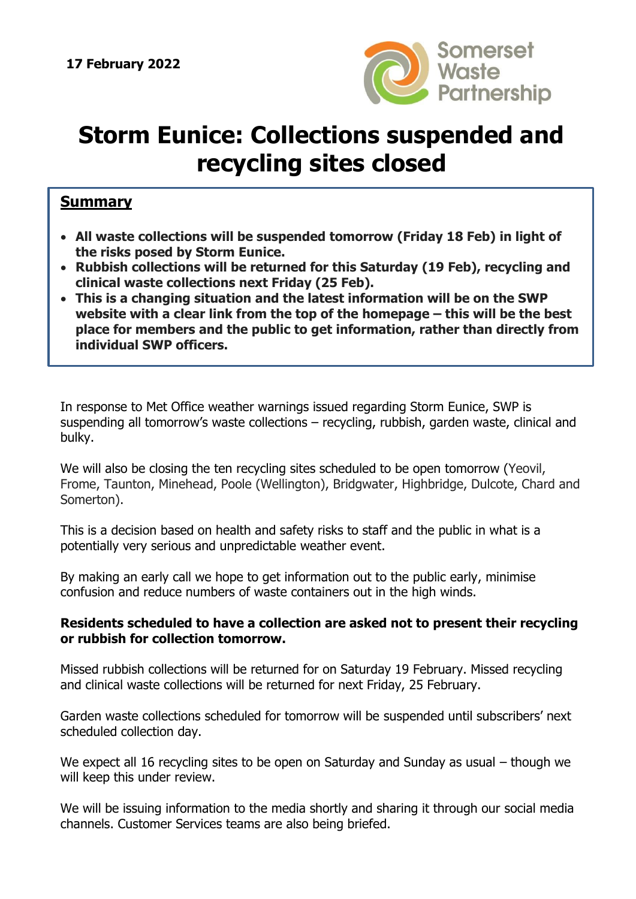**17 February 2022**

Somerset Waste Partnership

# Storm Eunice: Collections suspended and recycling sites closed

## Summary

- **All waste collections will be suspended tomorrow (Friday 18 Feb) in light of the risks posed by Storm Eunice.**
- **Rubbish collections will be returned for this Saturday (19 Feb), recycling and clinical waste collections next Friday (25 Feb).**
- **This is a changing situation and the latest information will be on the SWP website with a clear link from the top of the homepage – this will be the best place for members and the public to get information, rather than directly from individual SWP officers.**

In response to Met Office weather warnings issued regarding Storm Eunice, SWP is suspending all tomorrow's waste collections – recycling, rubbish, garden waste, clinical and bulky.

We will also be closing the ten recycling sites scheduled to be open tomorrow (Yeovil, Frome, Taunton, Minehead, Poole (Wellington), Bridgwater, Highbridge, Dulcote, Chard and Somerton).

This is a decision based on health and safety risks to staff and the public in what is a potentially very serious and unpredictable weather event.

By making an early call we hope to get information out to the public early, minimise confusion and reduce numbers of waste containers out in the high winds.

**Residents scheduled to have a collection are asked not to present their recycling or rubbish for collection tomorrow.**

Missed rubbish collections will be returned for on Saturday 19 February. Missed recycling and clinical waste collections will be returned for next Friday, 25 February.

Garden waste collections scheduled for tomorrow will be suspended until subscribers' next scheduled collection day.

We expect all 16 recycling sites to be open on Saturday and Sunday as usual – though we will keep this under review.

We will be issuing information to the media shortly and sharing it through our social media channels. Customer Services teams are also being briefed.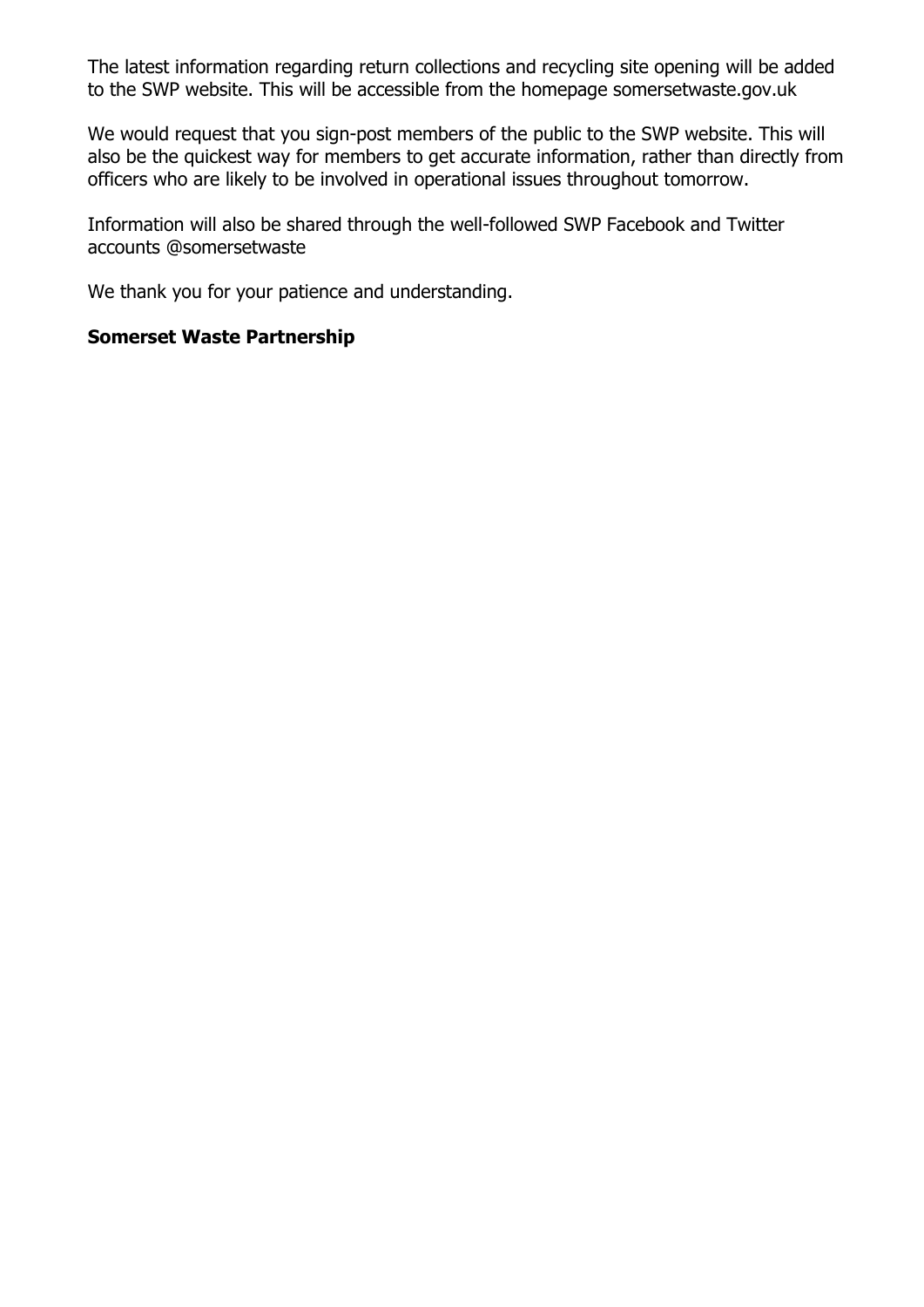The latest information regarding return collections and recycling site opening will be added to the SWP website. This will be accessible from the homepage somersetwaste.gov.uk

We would request that you sign-post members of the public to the SWP website. This will also be the quickest way for members to get accurate information, rather than directly from officers who are likely to be involved in operational issues throughout tomorrow.

Information will also be shared through the well-followed SWP Facebook and Twitter accounts @somersetwaste

We thank you for your patience and understanding.

**Somerset Waste Partnership**